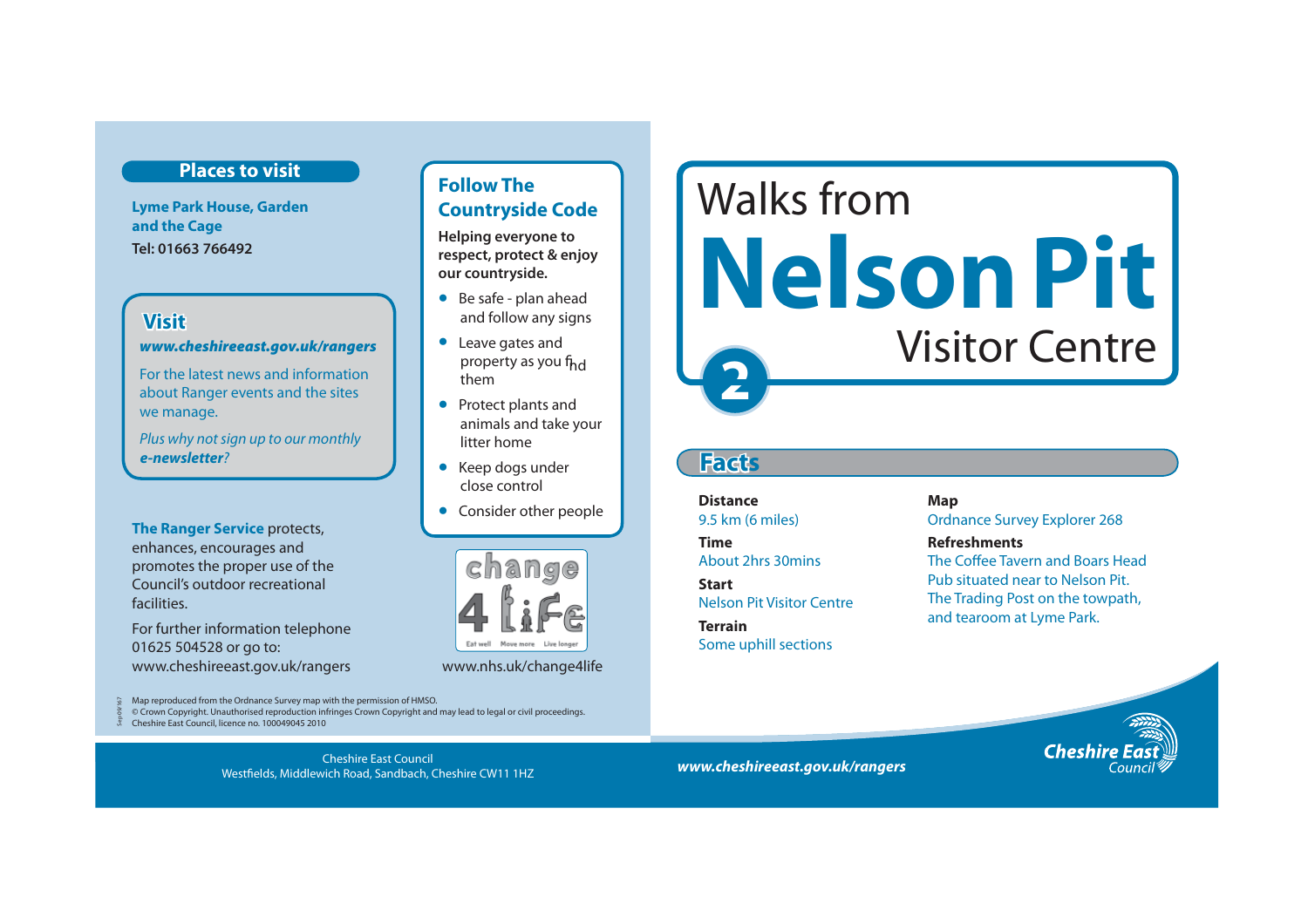## Places to visit

**Lyme Park House, Garden and the Cage**
Tel: 01663 766492

### Visit

***www.cheshireeast.gov.uk/rangers***

For the latest news and information about Ranger events and the sites we manage.

*Plus why not sign up to our monthly **e-newsletter**?*

**The Ranger Service** protects, enhances, encourages and promotes the proper use of the Council's outdoor recreational facilities.

For further information telephone 01625 504528 or go to: www.cheshireeast.gov.uk/rangers

## Follow The Countryside Code

**Helping everyone to respect, protect & enjoy our countryside.**

- Be safe - plan ahead and follow any signs
- Leave gates and property as you find them
- Protect plants and animals and take your litter home
- Keep dogs under close control
- Consider other people

change 4 Life — Eat well Move more Live longer

www.nhs.uk/change4life

Map reproduced from the Ordnance Survey map with the permission of HMSO.
© Crown Copyright. Unauthorised reproduction infringes Crown Copyright and may lead to legal or civil proceedings.
Cheshire East Council, licence no. 100049045 2010

Cheshire East Council
Westfields, Middlewich Road, Sandbach, Cheshire CW11 1HZ

# Walks from Nelson Pit Visitor Centre

**2**

## Facts

**Distance**
9.5 km (6 miles)

**Time**
About 2hrs 30mins

**Start**
Nelson Pit Visitor Centre

**Terrain**
Some uphill sections

**Map**
Ordnance Survey Explorer 268

**Refreshments**
The Coffee Tavern and Boars Head Pub situated near to Nelson Pit. The Trading Post on the towpath, and tearoom at Lyme Park.

***www.cheshireeast.gov.uk/rangers***

Cheshire East Council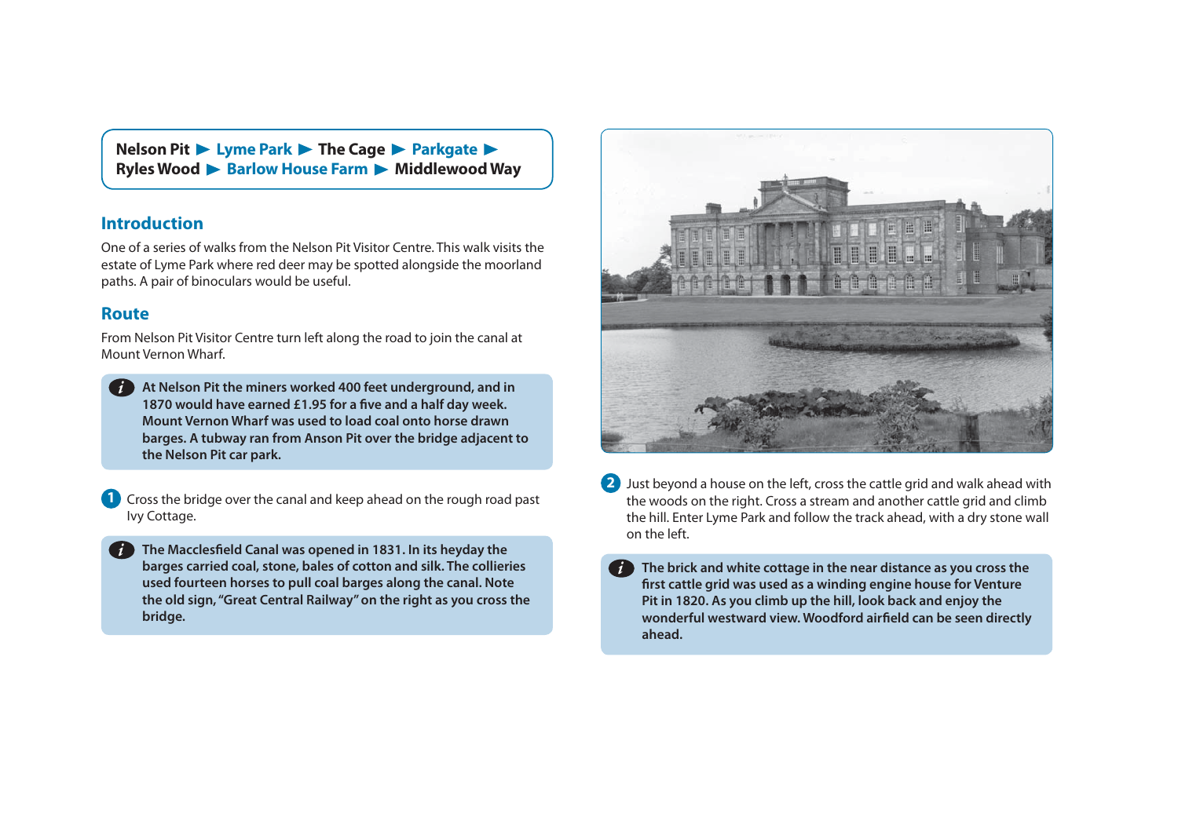**Nelson Pit ▶ Lyme Park ▶ The Cage ▶ Parkgate ▶ Ryles Wood ▶ Barlow House Farm ▶ Middlewood Way**

## Introduction

One of a series of walks from the Nelson Pit Visitor Centre. This walk visits the estate of Lyme Park where red deer may be spotted alongside the moorland paths. A pair of binoculars would be useful.

## Route

From Nelson Pit Visitor Centre turn left along the road to join the canal at Mount Vernon Wharf.

> *i* **At Nelson Pit the miners worked 400 feet underground, and in 1870 would have earned £1.95 for a five and a half day week. Mount Vernon Wharf was used to load coal onto horse drawn barges. A tubway ran from Anson Pit over the bridge adjacent to the Nelson Pit car park.**

**1** Cross the bridge over the canal and keep ahead on the rough road past Ivy Cottage.

> *i* **The Macclesfield Canal was opened in 1831. In its heyday the barges carried coal, stone, bales of cotton and silk. The collieries used fourteen horses to pull coal barges along the canal. Note the old sign, "Great Central Railway" on the right as you cross the bridge.**

**2** Just beyond a house on the left, cross the cattle grid and walk ahead with the woods on the right. Cross a stream and another cattle grid and climb the hill. Enter Lyme Park and follow the track ahead, with a dry stone wall on the left.

> *i* **The brick and white cottage in the near distance as you cross the first cattle grid was used as a winding engine house for Venture Pit in 1820. As you climb up the hill, look back and enjoy the wonderful westward view. Woodford airfield can be seen directly ahead.**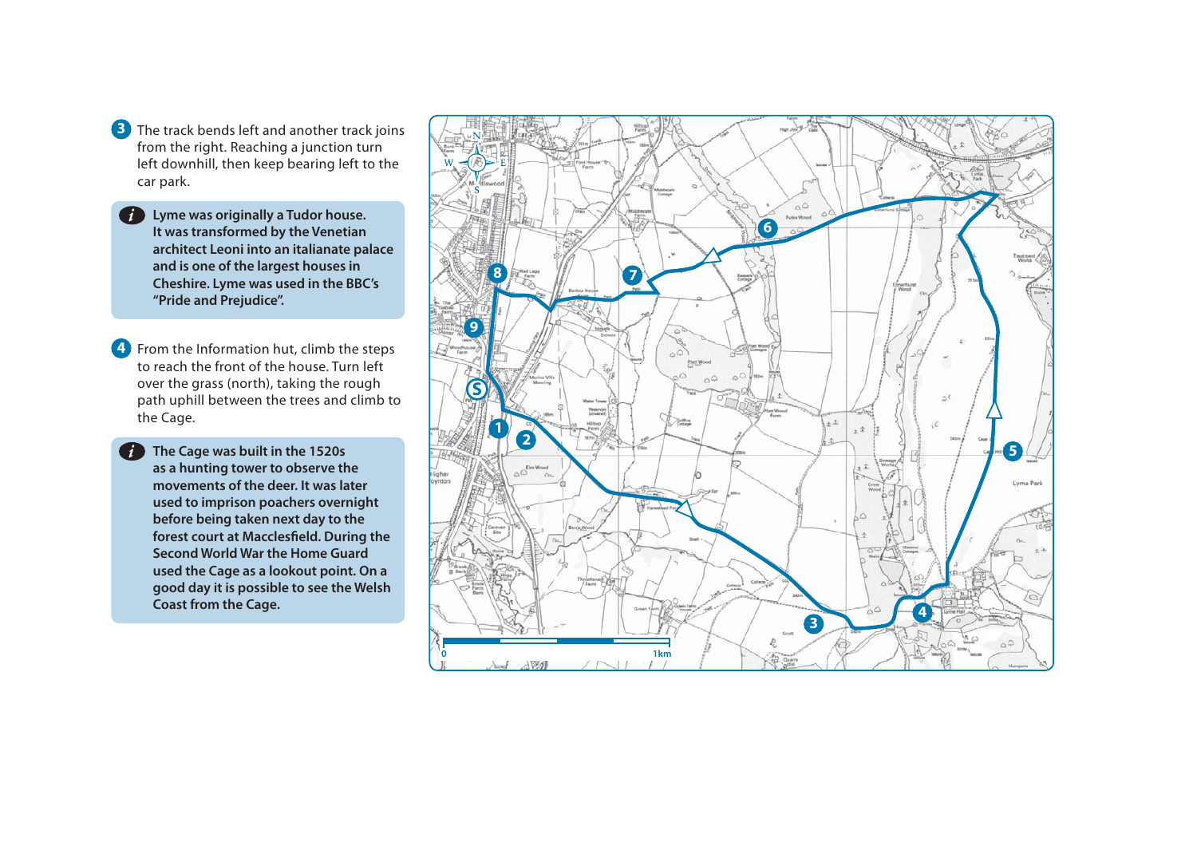**3** The track bends left and another track joins from the right. Reaching a junction turn left downhill, then keep bearing left to the car park.

> **Lyme was originally a Tudor house. It was transformed by the Venetian architect Leoni into an italianate palace and is one of the largest houses in Cheshire. Lyme was used in the BBC's "Pride and Prejudice".**

**4** From the Information hut, climb the steps to reach the front of the house. Turn left over the grass (north), taking the rough path uphill between the trees and climb to the Cage.

> **The Cage was built in the 1520s as a hunting tower to observe the movements of the deer. It was later used to imprison poachers overnight before being taken next day to the forest court at Macclesfield. During the Second World War the Home Guard used the Cage as a lookout point. On a good day it is possible to see the Welsh Coast from the Cage.**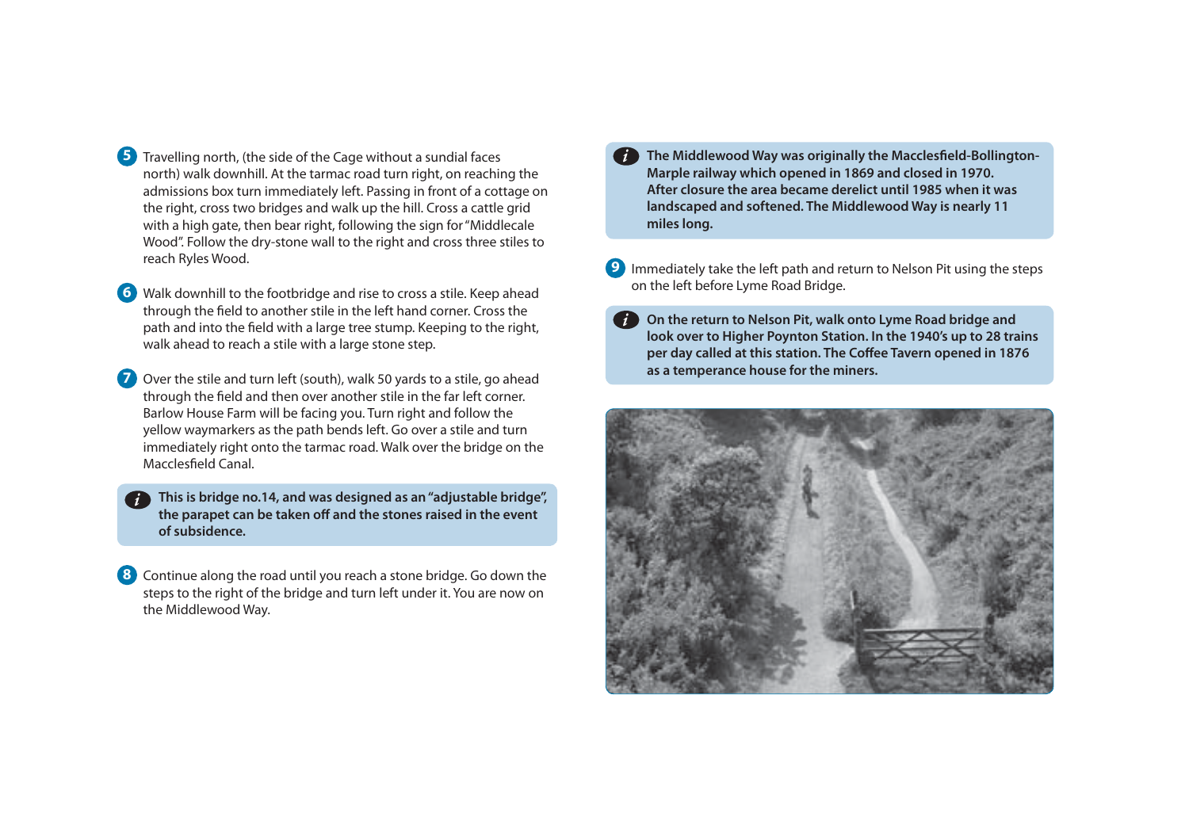**5** Travelling north, (the side of the Cage without a sundial faces north) walk downhill. At the tarmac road turn right, on reaching the admissions box turn immediately left. Passing in front of a cottage on the right, cross two bridges and walk up the hill. Cross a cattle grid with a high gate, then bear right, following the sign for "Middlecale Wood". Follow the dry-stone wall to the right and cross three stiles to reach Ryles Wood.

**6** Walk downhill to the footbridge and rise to cross a stile. Keep ahead through the field to another stile in the left hand corner. Cross the path and into the field with a large tree stump. Keeping to the right, walk ahead to reach a stile with a large stone step.

**7** Over the stile and turn left (south), walk 50 yards to a stile, go ahead through the field and then over another stile in the far left corner. Barlow House Farm will be facing you. Turn right and follow the yellow waymarkers as the path bends left. Go over a stile and turn immediately right onto the tarmac road. Walk over the bridge on the Macclesfield Canal.

> *i* **This is bridge no.14, and was designed as an "adjustable bridge", the parapet can be taken off and the stones raised in the event of subsidence.**

**8** Continue along the road until you reach a stone bridge. Go down the steps to the right of the bridge and turn left under it. You are now on the Middlewood Way.

> *i* **The Middlewood Way was originally the Macclesfield-Bollington-Marple railway which opened in 1869 and closed in 1970. After closure the area became derelict until 1985 when it was landscaped and softened. The Middlewood Way is nearly 11 miles long.**

**9** Immediately take the left path and return to Nelson Pit using the steps on the left before Lyme Road Bridge.

> *i* **On the return to Nelson Pit, walk onto Lyme Road bridge and look over to Higher Poynton Station. In the 1940's up to 28 trains per day called at this station. The Coffee Tavern opened in 1876 as a temperance house for the miners.**